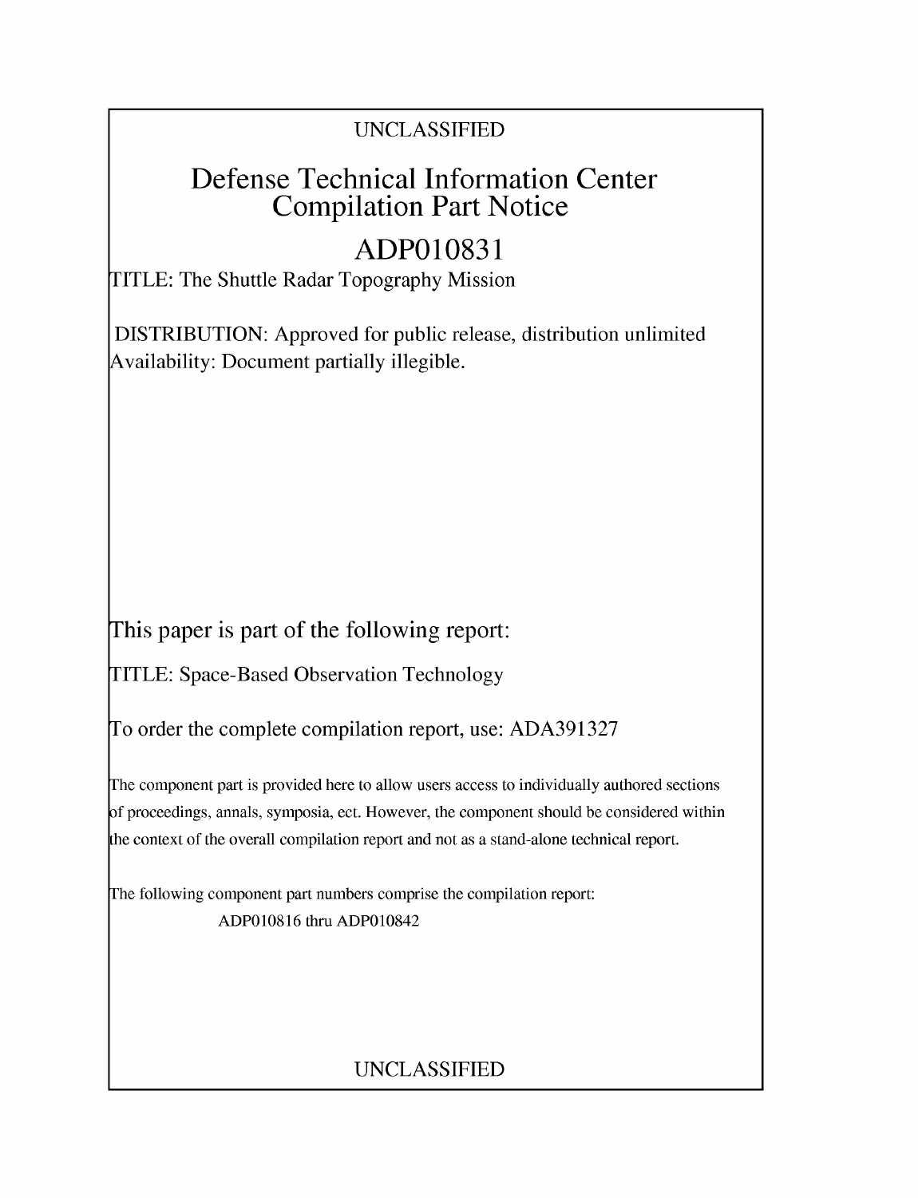UNCLASSIFIED

# Defense Technical Information Center Compilation Part Notice

# ADP010831

TITLE: The Shuttle Radar Topography Mission

DISTRIBUTION: Approved for public release, distribution unlimited
Availability: Document partially illegible.

This paper is part of the following report:

TITLE: Space-Based Observation Technology

To order the complete compilation report, use: ADA391327

The component part is provided here to allow users access to individually authored sections of proceedings, annals, symposia, ect. However, the component should be considered within the context of the overall compilation report and not as a stand-alone technical report.

The following component part numbers comprise the compilation report:
ADP010816 thru ADP010842

UNCLASSIFIED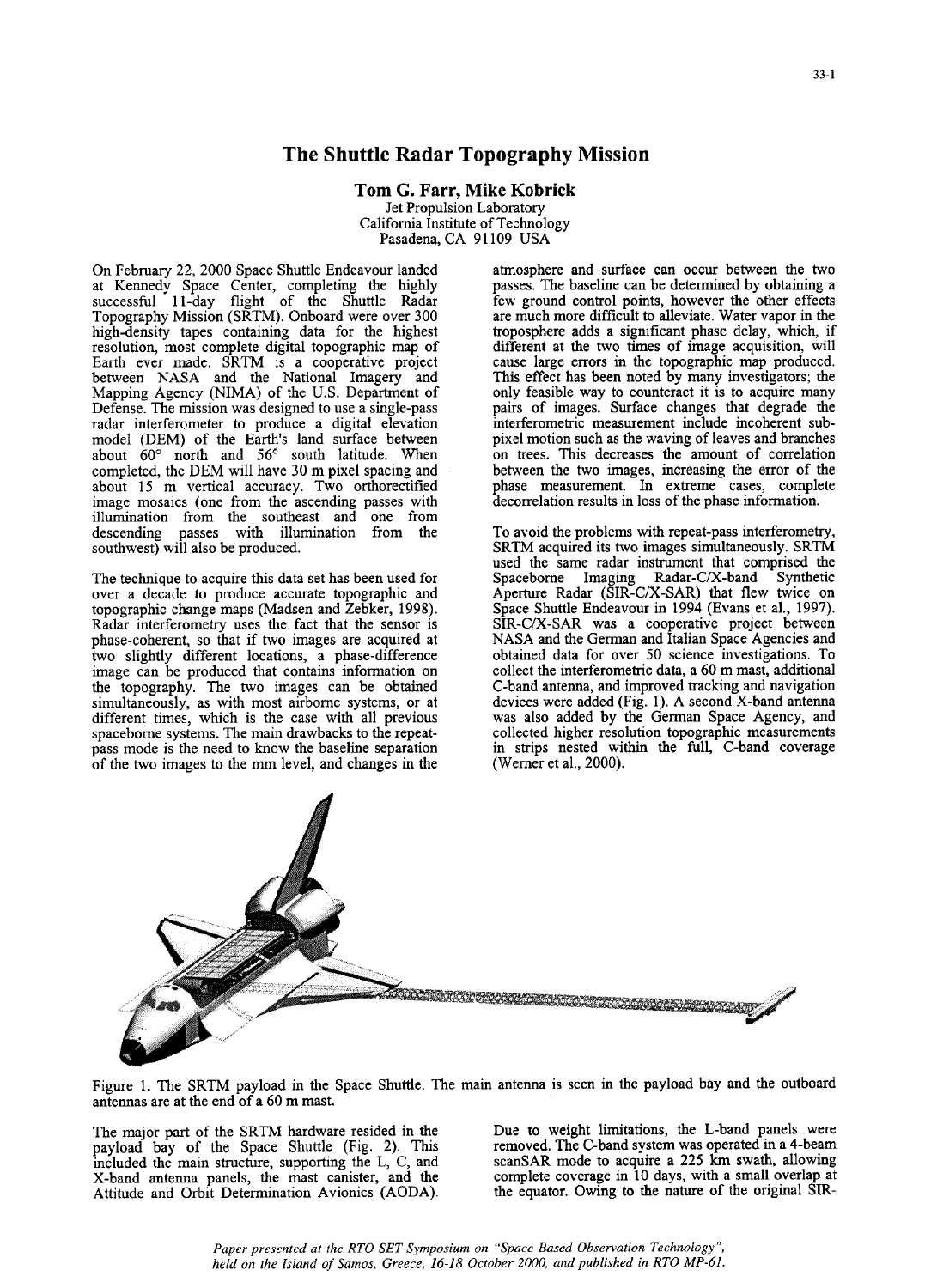# The Shuttle Radar Topography Mission

**Tom G. Farr, Mike Kobrick**
Jet Propulsion Laboratory
California Institute of Technology
Pasadena, CA 91109 USA

On February 22, 2000 Space Shuttle Endeavour landed at Kennedy Space Center, completing the highly successful 11-day flight of the Shuttle Radar Topography Mission (SRTM). Onboard were over 300 high-density tapes containing data for the highest resolution, most complete digital topographic map of Earth ever made. SRTM is a cooperative project between NASA and the National Imagery and Mapping Agency (NIMA) of the U.S. Department of Defense. The mission was designed to use a single-pass radar interferometer to produce a digital elevation model (DEM) of the Earth's land surface between about 60° north and 56° south latitude. When completed, the DEM will have 30 m pixel spacing and about 15 m vertical accuracy. Two orthorectified image mosaics (one from the ascending passes with illumination from the southeast and one from descending passes with illumination from the southwest) will also be produced.

The technique to acquire this data set has been used for over a decade to produce accurate topographic and topographic change maps (Madsen and Zebker, 1998). Radar interferometry uses the fact that the sensor is phase-coherent, so that if two images are acquired at two slightly different locations, a phase-difference image can be produced that contains information on the topography. The two images can be obtained simultaneously, as with most airborne systems, or at different times, which is the case with all previous spaceborne systems. The main drawbacks to the repeat-pass mode is the need to know the baseline separation of the two images to the mm level, and changes in the atmosphere and surface can occur between the two passes. The baseline can be determined by obtaining a few ground control points, however the other effects are much more difficult to alleviate. Water vapor in the troposphere adds a significant phase delay, which, if different at the two times of image acquisition, will cause large errors in the topographic map produced. This effect has been noted by many investigators; the only feasible way to counteract it is to acquire many pairs of images. Surface changes that degrade the interferometric measurement include incoherent sub-pixel motion such as the waving of leaves and branches on trees. This decreases the amount of correlation between the two images, increasing the error of the phase measurement. In extreme cases, complete decorrelation results in loss of the phase information.

To avoid the problems with repeat-pass interferometry, SRTM acquired its two images simultaneously. SRTM used the same radar instrument that comprised the Spaceborne Imaging Radar-C/X-band Synthetic Aperture Radar (SIR-C/X-SAR) that flew twice on Space Shuttle Endeavour in 1994 (Evans et al., 1997). SIR-C/X-SAR was a cooperative project between NASA and the German and Italian Space Agencies and obtained data for over 50 science investigations. To collect the interferometric data, a 60 m mast, additional C-band antenna, and improved tracking and navigation devices were added (Fig. 1). A second X-band antenna was also added by the German Space Agency, and collected higher resolution topographic measurements in strips nested within the full, C-band coverage (Werner et al., 2000).

Figure 1. The SRTM payload in the Space Shuttle. The main antenna is seen in the payload bay and the outboard antennas are at the end of a 60 m mast.

The major part of the SRTM hardware resided in the payload bay of the Space Shuttle (Fig. 2). This included the main structure, supporting the L, C, and X-band antenna panels, the mast canister, and the Attitude and Orbit Determination Avionics (AODA). Due to weight limitations, the L-band panels were removed. The C-band system was operated in a 4-beam scanSAR mode to acquire a 225 km swath, allowing complete coverage in 10 days, with a small overlap at the equator. Owing to the nature of the original SIR-

*Paper presented at the RTO SET Symposium on "Space-Based Observation Technology", held on the Island of Samos, Greece, 16-18 October 2000, and published in RTO MP-61.*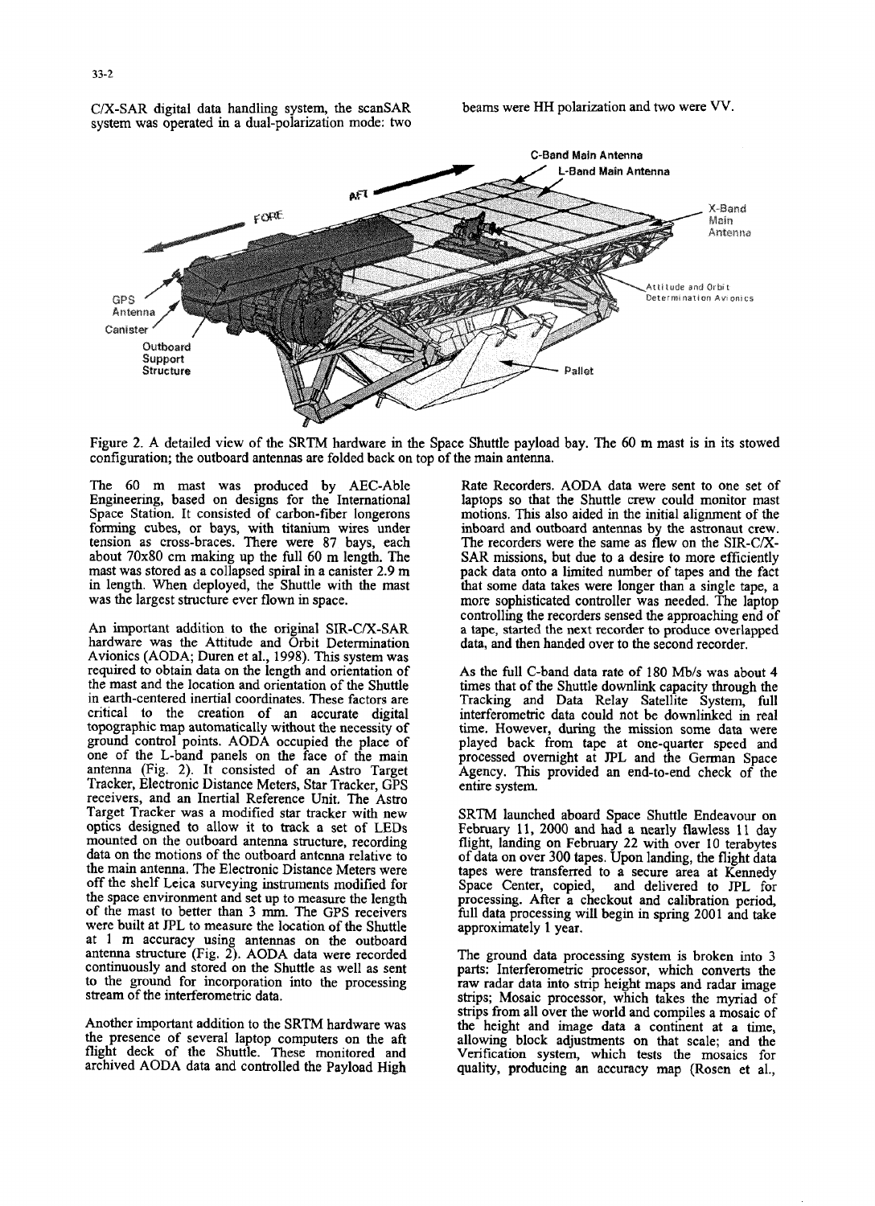C/X-SAR digital data handling system, the scanSAR system was operated in a dual-polarization mode: two beams were HH polarization and two were VV.

Figure 2. A detailed view of the SRTM hardware in the Space Shuttle payload bay. The 60 m mast is in its stowed configuration; the outboard antennas are folded back on top of the main antenna.

The 60 m mast was produced by AEC-Able Engineering, based on designs for the International Space Station. It consisted of carbon-fiber longerons forming cubes, or bays, with titanium wires under tension as cross-braces. There were 87 bays, each about 70x80 cm making up the full 60 m length. The mast was stored as a collapsed spiral in a canister 2.9 m in length. When deployed, the Shuttle with the mast was the largest structure ever flown in space.

An important addition to the original SIR-C/X-SAR hardware was the Attitude and Orbit Determination Avionics (AODA; Duren et al., 1998). This system was required to obtain data on the length and orientation of the mast and the location and orientation of the Shuttle in earth-centered inertial coordinates. These factors are critical to the creation of an accurate digital topographic map automatically without the necessity of ground control points. AODA occupied the place of one of the L-band panels on the face of the main antenna (Fig. 2). It consisted of an Astro Target Tracker, Electronic Distance Meters, Star Tracker, GPS receivers, and an Inertial Reference Unit. The Astro Target Tracker was a modified star tracker with new optics designed to allow it to track a set of LEDs mounted on the outboard antenna structure, recording data on the motions of the outboard antenna relative to the main antenna. The Electronic Distance Meters were off the shelf Leica surveying instruments modified for the space environment and set up to measure the length of the mast to better than 3 mm. The GPS receivers were built at JPL to measure the location of the Shuttle at 1 m accuracy using antennas on the outboard antenna structure (Fig. 2). AODA data were recorded continuously and stored on the Shuttle as well as sent to the ground for incorporation into the processing stream of the interferometric data.

Another important addition to the SRTM hardware was the presence of several laptop computers on the aft flight deck of the Shuttle. These monitored and archived AODA data and controlled the Payload High Rate Recorders. AODA data were sent to one set of laptops so that the Shuttle crew could monitor mast motions. This also aided in the initial alignment of the inboard and outboard antennas by the astronaut crew. The recorders were the same as flew on the SIR-C/X-SAR missions, but due to a desire to more efficiently pack data onto a limited number of tapes and the fact that some data takes were longer than a single tape, a more sophisticated controller was needed. The laptop controlling the recorders sensed the approaching end of a tape, started the next recorder to produce overlapped data, and then handed over to the second recorder.

As the full C-band data rate of 180 Mb/s was about 4 times that of the Shuttle downlink capacity through the Tracking and Data Relay Satellite System, full interferometric data could not be downlinked in real time. However, during the mission some data were played back from tape at one-quarter speed and processed overnight at JPL and the German Space Agency. This provided an end-to-end check of the entire system.

SRTM launched aboard Space Shuttle Endeavour on February 11, 2000 and had a nearly flawless 11 day flight, landing on February 22 with over 10 terabytes of data on over 300 tapes. Upon landing, the flight data tapes were transferred to a secure area at Kennedy Space Center, copied, and delivered to JPL for processing. After a checkout and calibration period, full data processing will begin in spring 2001 and take approximately 1 year.

The ground data processing system is broken into 3 parts: Interferometric processor, which converts the raw radar data into strip height maps and radar image strips; Mosaic processor, which takes the myriad of strips from all over the world and compiles a mosaic of the height and image data a continent at a time, allowing block adjustments on that scale; and the Verification system, which tests the mosaics for quality, producing an accuracy map (Rosen et al.,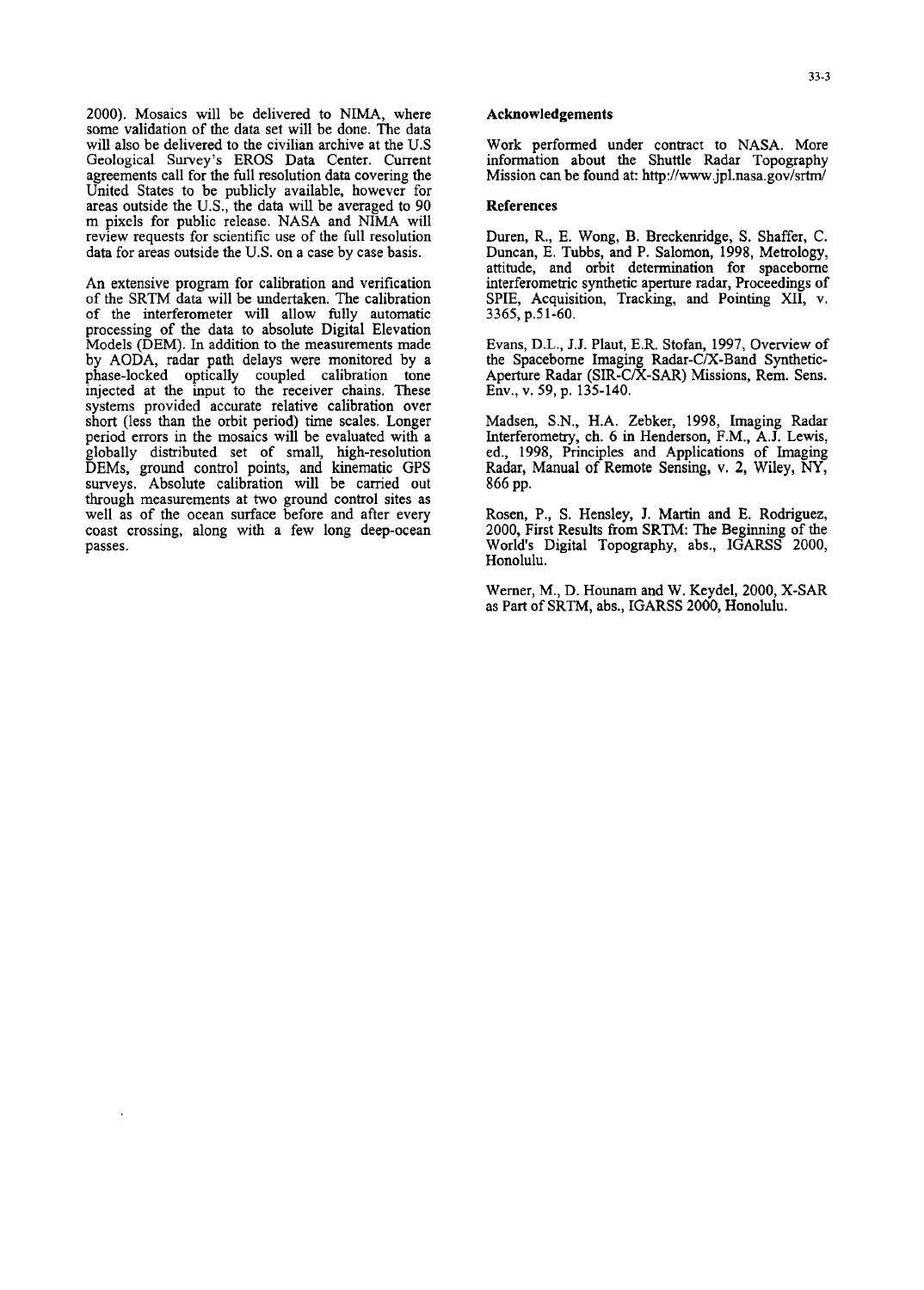2000). Mosaics will be delivered to NIMA, where some validation of the data set will be done. The data will also be delivered to the civilian archive at the U.S Geological Survey's EROS Data Center. Current agreements call for the full resolution data covering the United States to be publicly available, however for areas outside the U.S., the data will be averaged to 90 m pixels for public release. NASA and NIMA will review requests for scientific use of the full resolution data for areas outside the U.S. on a case by case basis.

An extensive program for calibration and verification of the SRTM data will be undertaken. The calibration of the interferometer will allow fully automatic processing of the data to absolute Digital Elevation Models (DEM). In addition to the measurements made by AODA, radar path delays were monitored by a phase-locked optically coupled calibration tone injected at the input to the receiver chains. These systems provided accurate relative calibration over short (less than the orbit period) time scales. Longer period errors in the mosaics will be evaluated with a globally distributed set of small, high-resolution DEMs, ground control points, and kinematic GPS surveys. Absolute calibration will be carried out through measurements at two ground control sites as well as of the ocean surface before and after every coast crossing, along with a few long deep-ocean passes.

### Acknowledgements

Work performed under contract to NASA. More information about the Shuttle Radar Topography Mission can be found at: http://www.jpl.nasa.gov/srtm/

### References

Duren, R., E. Wong, B. Breckenridge, S. Shaffer, C. Duncan, E. Tubbs, and P. Salomon, 1998, Metrology, attitude, and orbit determination for spaceborne interferometric synthetic aperture radar, Proceedings of SPIE, Acquisition, Tracking, and Pointing XII, v. 3365, p.51-60.

Evans, D.L., J.J. Plaut, E.R. Stofan, 1997, Overview of the Spaceborne Imaging Radar-C/X-Band Synthetic-Aperture Radar (SIR-C/X-SAR) Missions, Rem. Sens. Env., v. 59, p. 135-140.

Madsen, S.N., H.A. Zebker, 1998, Imaging Radar Interferometry, ch. 6 in Henderson, F.M., A.J. Lewis, ed., 1998, Principles and Applications of Imaging Radar, Manual of Remote Sensing, v. 2, Wiley, NY, 866 pp.

Rosen, P., S. Hensley, J. Martin and E. Rodriguez, 2000, First Results from SRTM: The Beginning of the World's Digital Topography, abs., IGARSS 2000, Honolulu.

Werner, M., D. Hounam and W. Keydel, 2000, X-SAR as Part of SRTM, abs., IGARSS 2000, Honolulu.